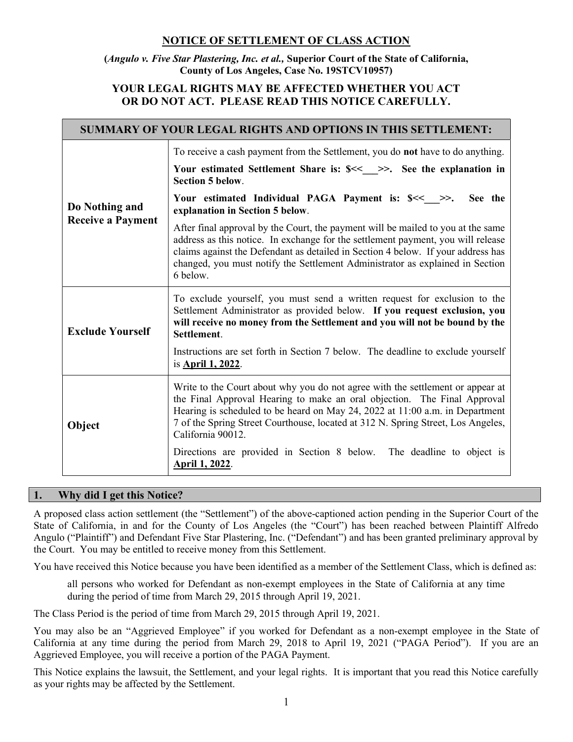## NOTICE OF SETTLEMENT OF CLASS ACTION

**(*Angulo v. Five Star Plastering, Inc. et al.,* Superior Court of the State of California, County of Los Angeles, Case No. 19STCV10957)**

**YOUR LEGAL RIGHTS MAY BE AFFECTED WHETHER YOU ACT OR DO NOT ACT. PLEASE READ THIS NOTICE CAREFULLY.**

| SUMMARY OF YOUR LEGAL RIGHTS AND OPTIONS IN THIS SETTLEMENT: | |
|---|---|
| **Do Nothing and Receive a Payment** | To receive a cash payment from the Settlement, you do **not** have to do anything.<br><br>**Your estimated Settlement Share is: $<<___>>. See the explanation in Section 5 below**.<br><br>**Your estimated Individual PAGA Payment is: $<<___>>. See the explanation in Section 5 below**.<br><br>After final approval by the Court, the payment will be mailed to you at the same address as this notice. In exchange for the settlement payment, you will release claims against the Defendant as detailed in Section 4 below. If your address has changed, you must notify the Settlement Administrator as explained in Section 6 below. |
| **Exclude Yourself** | To exclude yourself, you must send a written request for exclusion to the Settlement Administrator as provided below. **If you request exclusion, you will receive no money from the Settlement and you will not be bound by the Settlement**.<br><br>Instructions are set forth in Section 7 below. The deadline to exclude yourself is **April 1, 2022**. |
| **Object** | Write to the Court about why you do not agree with the settlement or appear at the Final Approval Hearing to make an oral objection. The Final Approval Hearing is scheduled to be heard on May 24, 2022 at 11:00 a.m. in Department 7 of the Spring Street Courthouse, located at 312 N. Spring Street, Los Angeles, California 90012.<br><br>Directions are provided in Section 8 below. The deadline to object is **April 1, 2022**. |

### 1. Why did I get this Notice?

A proposed class action settlement (the "Settlement") of the above-captioned action pending in the Superior Court of the State of California, in and for the County of Los Angeles (the "Court") has been reached between Plaintiff Alfredo Angulo ("Plaintiff") and Defendant Five Star Plastering, Inc. ("Defendant") and has been granted preliminary approval by the Court. You may be entitled to receive money from this Settlement.

You have received this Notice because you have been identified as a member of the Settlement Class, which is defined as:

> all persons who worked for Defendant as non-exempt employees in the State of California at any time during the period of time from March 29, 2015 through April 19, 2021.

The Class Period is the period of time from March 29, 2015 through April 19, 2021.

You may also be an "Aggrieved Employee" if you worked for Defendant as a non-exempt employee in the State of California at any time during the period from March 29, 2018 to April 19, 2021 ("PAGA Period"). If you are an Aggrieved Employee, you will receive a portion of the PAGA Payment.

This Notice explains the lawsuit, the Settlement, and your legal rights. It is important that you read this Notice carefully as your rights may be affected by the Settlement.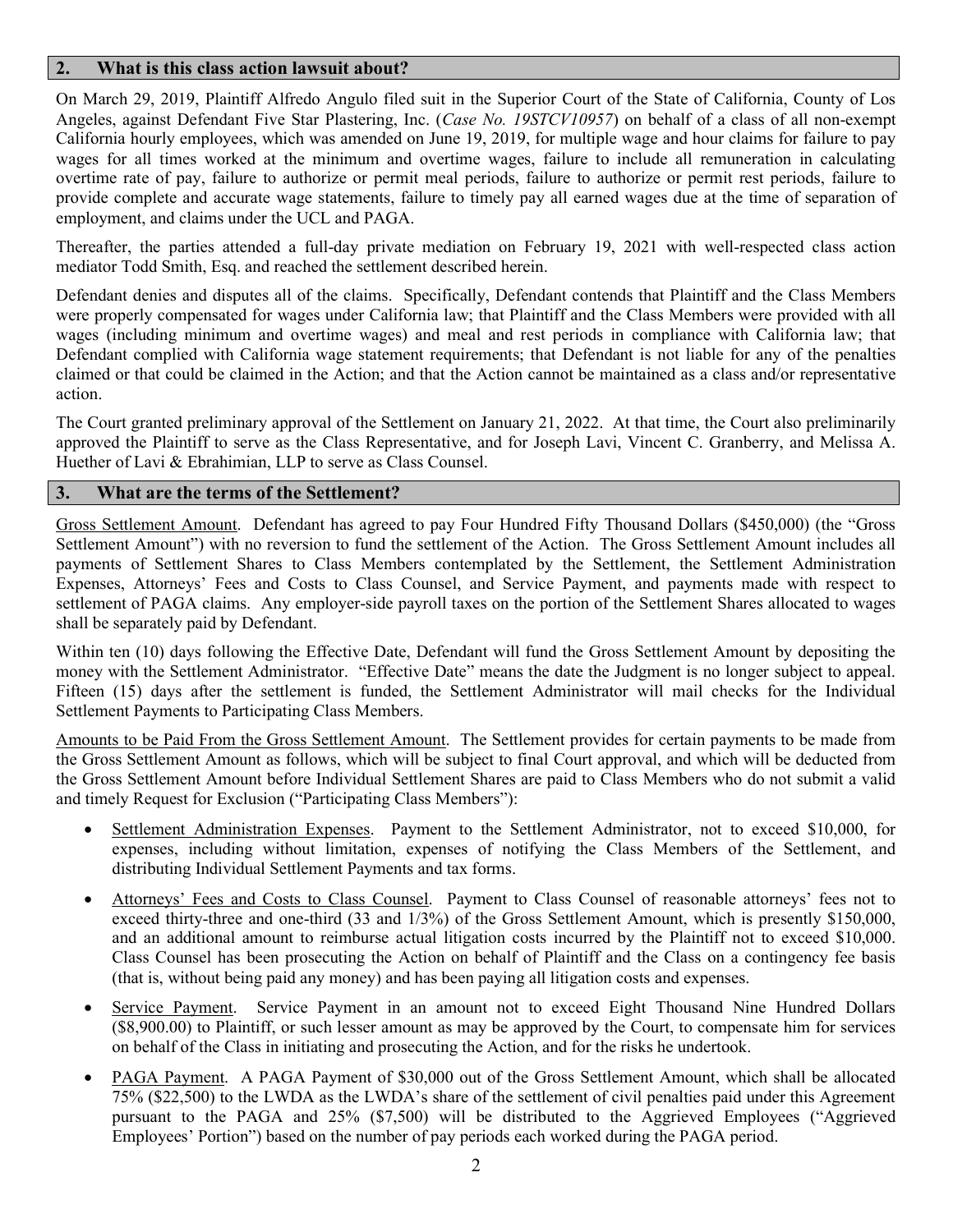## 2. What is this class action lawsuit about?

On March 29, 2019, Plaintiff Alfredo Angulo filed suit in the Superior Court of the State of California, County of Los Angeles, against Defendant Five Star Plastering, Inc. (*Case No. 19STCV10957*) on behalf of a class of all non-exempt California hourly employees, which was amended on June 19, 2019, for multiple wage and hour claims for failure to pay wages for all times worked at the minimum and overtime wages, failure to include all remuneration in calculating overtime rate of pay, failure to authorize or permit meal periods, failure to authorize or permit rest periods, failure to provide complete and accurate wage statements, failure to timely pay all earned wages due at the time of separation of employment, and claims under the UCL and PAGA.

Thereafter, the parties attended a full-day private mediation on February 19, 2021 with well-respected class action mediator Todd Smith, Esq. and reached the settlement described herein.

Defendant denies and disputes all of the claims. Specifically, Defendant contends that Plaintiff and the Class Members were properly compensated for wages under California law; that Plaintiff and the Class Members were provided with all wages (including minimum and overtime wages) and meal and rest periods in compliance with California law; that Defendant complied with California wage statement requirements; that Defendant is not liable for any of the penalties claimed or that could be claimed in the Action; and that the Action cannot be maintained as a class and/or representative action.

The Court granted preliminary approval of the Settlement on January 21, 2022. At that time, the Court also preliminarily approved the Plaintiff to serve as the Class Representative, and for Joseph Lavi, Vincent C. Granberry, and Melissa A. Huether of Lavi & Ebrahimian, LLP to serve as Class Counsel.

## 3. What are the terms of the Settlement?

Gross Settlement Amount. Defendant has agreed to pay Four Hundred Fifty Thousand Dollars ($450,000) (the "Gross Settlement Amount") with no reversion to fund the settlement of the Action. The Gross Settlement Amount includes all payments of Settlement Shares to Class Members contemplated by the Settlement, the Settlement Administration Expenses, Attorneys' Fees and Costs to Class Counsel, and Service Payment, and payments made with respect to settlement of PAGA claims. Any employer-side payroll taxes on the portion of the Settlement Shares allocated to wages shall be separately paid by Defendant.

Within ten (10) days following the Effective Date, Defendant will fund the Gross Settlement Amount by depositing the money with the Settlement Administrator. "Effective Date" means the date the Judgment is no longer subject to appeal. Fifteen (15) days after the settlement is funded, the Settlement Administrator will mail checks for the Individual Settlement Payments to Participating Class Members.

Amounts to be Paid From the Gross Settlement Amount. The Settlement provides for certain payments to be made from the Gross Settlement Amount as follows, which will be subject to final Court approval, and which will be deducted from the Gross Settlement Amount before Individual Settlement Shares are paid to Class Members who do not submit a valid and timely Request for Exclusion ("Participating Class Members"):

- Settlement Administration Expenses. Payment to the Settlement Administrator, not to exceed $10,000, for expenses, including without limitation, expenses of notifying the Class Members of the Settlement, and distributing Individual Settlement Payments and tax forms.
- Attorneys' Fees and Costs to Class Counsel. Payment to Class Counsel of reasonable attorneys' fees not to exceed thirty-three and one-third (33 and 1/3%) of the Gross Settlement Amount, which is presently $150,000, and an additional amount to reimburse actual litigation costs incurred by the Plaintiff not to exceed $10,000. Class Counsel has been prosecuting the Action on behalf of Plaintiff and the Class on a contingency fee basis (that is, without being paid any money) and has been paying all litigation costs and expenses.
- Service Payment. Service Payment in an amount not to exceed Eight Thousand Nine Hundred Dollars ($8,900.00) to Plaintiff, or such lesser amount as may be approved by the Court, to compensate him for services on behalf of the Class in initiating and prosecuting the Action, and for the risks he undertook.
- PAGA Payment. A PAGA Payment of $30,000 out of the Gross Settlement Amount, which shall be allocated 75% ($22,500) to the LWDA as the LWDA's share of the settlement of civil penalties paid under this Agreement pursuant to the PAGA and 25% ($7,500) will be distributed to the Aggrieved Employees ("Aggrieved Employees' Portion") based on the number of pay periods each worked during the PAGA period.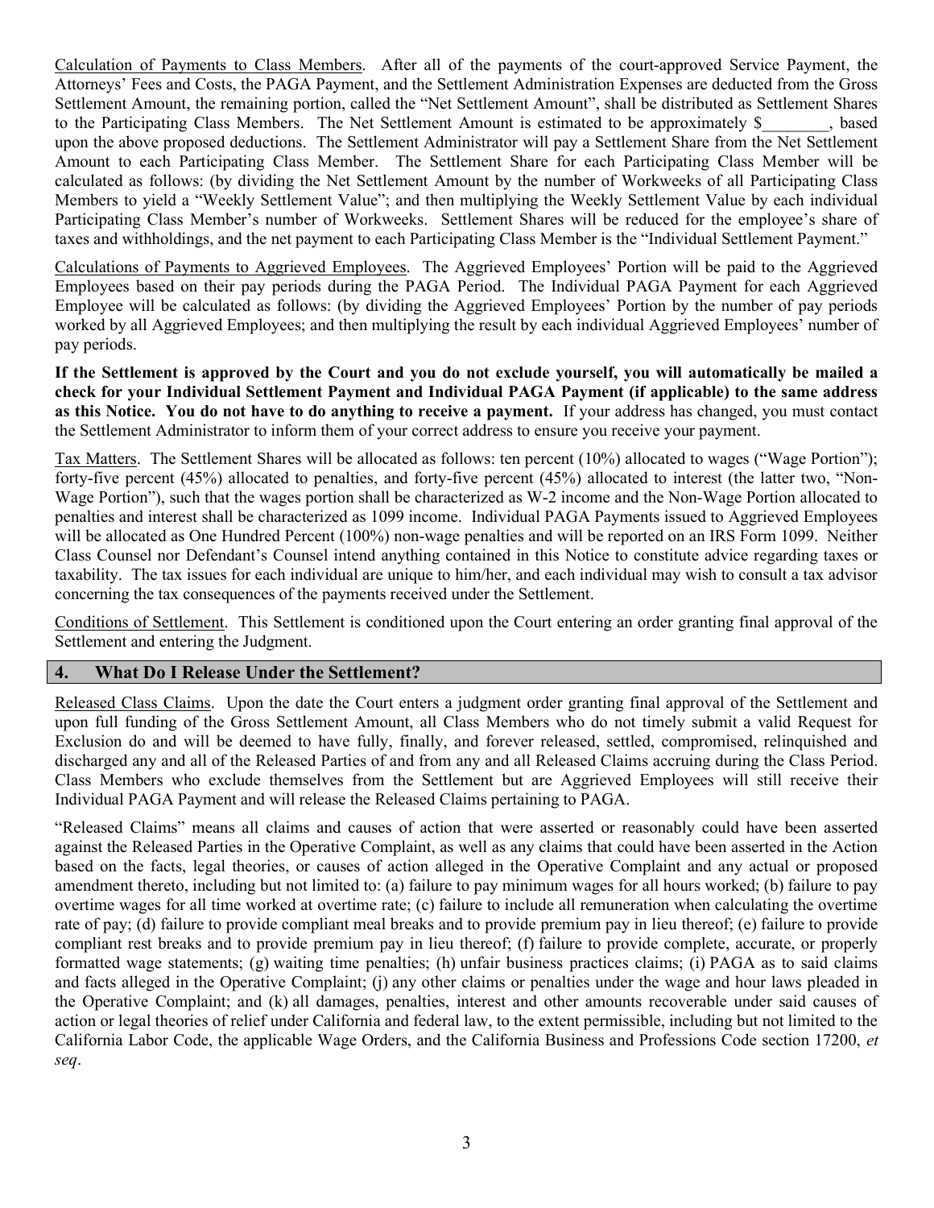Calculation of Payments to Class Members. After all of the payments of the court-approved Service Payment, the Attorneys' Fees and Costs, the PAGA Payment, and the Settlement Administration Expenses are deducted from the Gross Settlement Amount, the remaining portion, called the "Net Settlement Amount", shall be distributed as Settlement Shares to the Participating Class Members. The Net Settlement Amount is estimated to be approximately $________, based upon the above proposed deductions. The Settlement Administrator will pay a Settlement Share from the Net Settlement Amount to each Participating Class Member. The Settlement Share for each Participating Class Member will be calculated as follows: (by dividing the Net Settlement Amount by the number of Workweeks of all Participating Class Members to yield a "Weekly Settlement Value"; and then multiplying the Weekly Settlement Value by each individual Participating Class Member's number of Workweeks. Settlement Shares will be reduced for the employee's share of taxes and withholdings, and the net payment to each Participating Class Member is the "Individual Settlement Payment."

Calculations of Payments to Aggrieved Employees. The Aggrieved Employees' Portion will be paid to the Aggrieved Employees based on their pay periods during the PAGA Period. The Individual PAGA Payment for each Aggrieved Employee will be calculated as follows: (by dividing the Aggrieved Employees' Portion by the number of pay periods worked by all Aggrieved Employees; and then multiplying the result by each individual Aggrieved Employees' number of pay periods.

**If the Settlement is approved by the Court and you do not exclude yourself, you will automatically be mailed a check for your Individual Settlement Payment and Individual PAGA Payment (if applicable) to the same address as this Notice. You do not have to do anything to receive a payment.** If your address has changed, you must contact the Settlement Administrator to inform them of your correct address to ensure you receive your payment.

Tax Matters. The Settlement Shares will be allocated as follows: ten percent (10%) allocated to wages ("Wage Portion"); forty-five percent (45%) allocated to penalties, and forty-five percent (45%) allocated to interest (the latter two, "Non-Wage Portion"), such that the wages portion shall be characterized as W-2 income and the Non-Wage Portion allocated to penalties and interest shall be characterized as 1099 income. Individual PAGA Payments issued to Aggrieved Employees will be allocated as One Hundred Percent (100%) non-wage penalties and will be reported on an IRS Form 1099. Neither Class Counsel nor Defendant's Counsel intend anything contained in this Notice to constitute advice regarding taxes or taxability. The tax issues for each individual are unique to him/her, and each individual may wish to consult a tax advisor concerning the tax consequences of the payments received under the Settlement.

Conditions of Settlement. This Settlement is conditioned upon the Court entering an order granting final approval of the Settlement and entering the Judgment.

## 4. What Do I Release Under the Settlement?

Released Class Claims. Upon the date the Court enters a judgment order granting final approval of the Settlement and upon full funding of the Gross Settlement Amount, all Class Members who do not timely submit a valid Request for Exclusion do and will be deemed to have fully, finally, and forever released, settled, compromised, relinquished and discharged any and all of the Released Parties of and from any and all Released Claims accruing during the Class Period. Class Members who exclude themselves from the Settlement but are Aggrieved Employees will still receive their Individual PAGA Payment and will release the Released Claims pertaining to PAGA.

"Released Claims" means all claims and causes of action that were asserted or reasonably could have been asserted against the Released Parties in the Operative Complaint, as well as any claims that could have been asserted in the Action based on the facts, legal theories, or causes of action alleged in the Operative Complaint and any actual or proposed amendment thereto, including but not limited to: (a) failure to pay minimum wages for all hours worked; (b) failure to pay overtime wages for all time worked at overtime rate; (c) failure to include all remuneration when calculating the overtime rate of pay; (d) failure to provide compliant meal breaks and to provide premium pay in lieu thereof; (e) failure to provide compliant rest breaks and to provide premium pay in lieu thereof; (f) failure to provide complete, accurate, or properly formatted wage statements; (g) waiting time penalties; (h) unfair business practices claims; (i) PAGA as to said claims and facts alleged in the Operative Complaint; (j) any other claims or penalties under the wage and hour laws pleaded in the Operative Complaint; and (k) all damages, penalties, interest and other amounts recoverable under said causes of action or legal theories of relief under California and federal law, to the extent permissible, including but not limited to the California Labor Code, the applicable Wage Orders, and the California Business and Professions Code section 17200, *et seq*.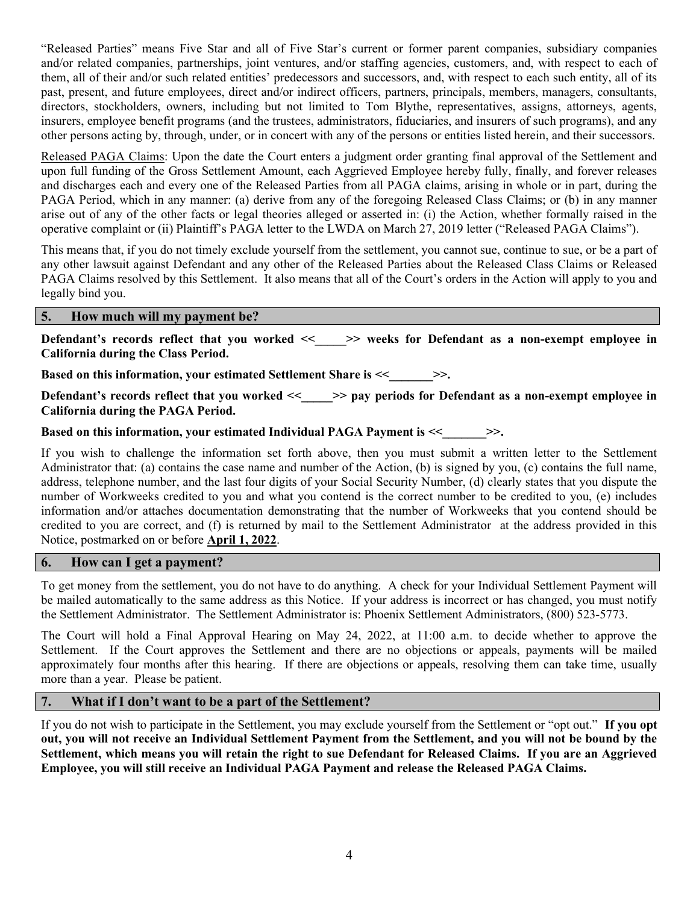"Released Parties" means Five Star and all of Five Star's current or former parent companies, subsidiary companies and/or related companies, partnerships, joint ventures, and/or staffing agencies, customers, and, with respect to each of them, all of their and/or such related entities' predecessors and successors, and, with respect to each such entity, all of its past, present, and future employees, direct and/or indirect officers, partners, principals, members, managers, consultants, directors, stockholders, owners, including but not limited to Tom Blythe, representatives, assigns, attorneys, agents, insurers, employee benefit programs (and the trustees, administrators, fiduciaries, and insurers of such programs), and any other persons acting by, through, under, or in concert with any of the persons or entities listed herein, and their successors.

Released PAGA Claims: Upon the date the Court enters a judgment order granting final approval of the Settlement and upon full funding of the Gross Settlement Amount, each Aggrieved Employee hereby fully, finally, and forever releases and discharges each and every one of the Released Parties from all PAGA claims, arising in whole or in part, during the PAGA Period, which in any manner: (a) derive from any of the foregoing Released Class Claims; or (b) in any manner arise out of any of the other facts or legal theories alleged or asserted in: (i) the Action, whether formally raised in the operative complaint or (ii) Plaintiff's PAGA letter to the LWDA on March 27, 2019 letter ("Released PAGA Claims").

This means that, if you do not timely exclude yourself from the settlement, you cannot sue, continue to sue, or be a part of any other lawsuit against Defendant and any other of the Released Parties about the Released Class Claims or Released PAGA Claims resolved by this Settlement. It also means that all of the Court's orders in the Action will apply to you and legally bind you.

## 5. How much will my payment be?

**Defendant's records reflect that you worked <<_____>> weeks for Defendant as a non-exempt employee in California during the Class Period.**

**Based on this information, your estimated Settlement Share is <<_______>>.**

**Defendant's records reflect that you worked <<_____>> pay periods for Defendant as a non-exempt employee in California during the PAGA Period.**

**Based on this information, your estimated Individual PAGA Payment is <<_______>>.**

If you wish to challenge the information set forth above, then you must submit a written letter to the Settlement Administrator that: (a) contains the case name and number of the Action, (b) is signed by you, (c) contains the full name, address, telephone number, and the last four digits of your Social Security Number, (d) clearly states that you dispute the number of Workweeks credited to you and what you contend is the correct number to be credited to you, (e) includes information and/or attaches documentation demonstrating that the number of Workweeks that you contend should be credited to you are correct, and (f) is returned by mail to the Settlement Administrator at the address provided in this Notice, postmarked on or before **April 1, 2022**.

## 6. How can I get a payment?

To get money from the settlement, you do not have to do anything. A check for your Individual Settlement Payment will be mailed automatically to the same address as this Notice. If your address is incorrect or has changed, you must notify the Settlement Administrator. The Settlement Administrator is: Phoenix Settlement Administrators, (800) 523-5773.

The Court will hold a Final Approval Hearing on May 24, 2022, at 11:00 a.m. to decide whether to approve the Settlement. If the Court approves the Settlement and there are no objections or appeals, payments will be mailed approximately four months after this hearing. If there are objections or appeals, resolving them can take time, usually more than a year. Please be patient.

## 7. What if I don't want to be a part of the Settlement?

If you do not wish to participate in the Settlement, you may exclude yourself from the Settlement or "opt out." **If you opt out, you will not receive an Individual Settlement Payment from the Settlement, and you will not be bound by the Settlement, which means you will retain the right to sue Defendant for Released Claims. If you are an Aggrieved Employee, you will still receive an Individual PAGA Payment and release the Released PAGA Claims.**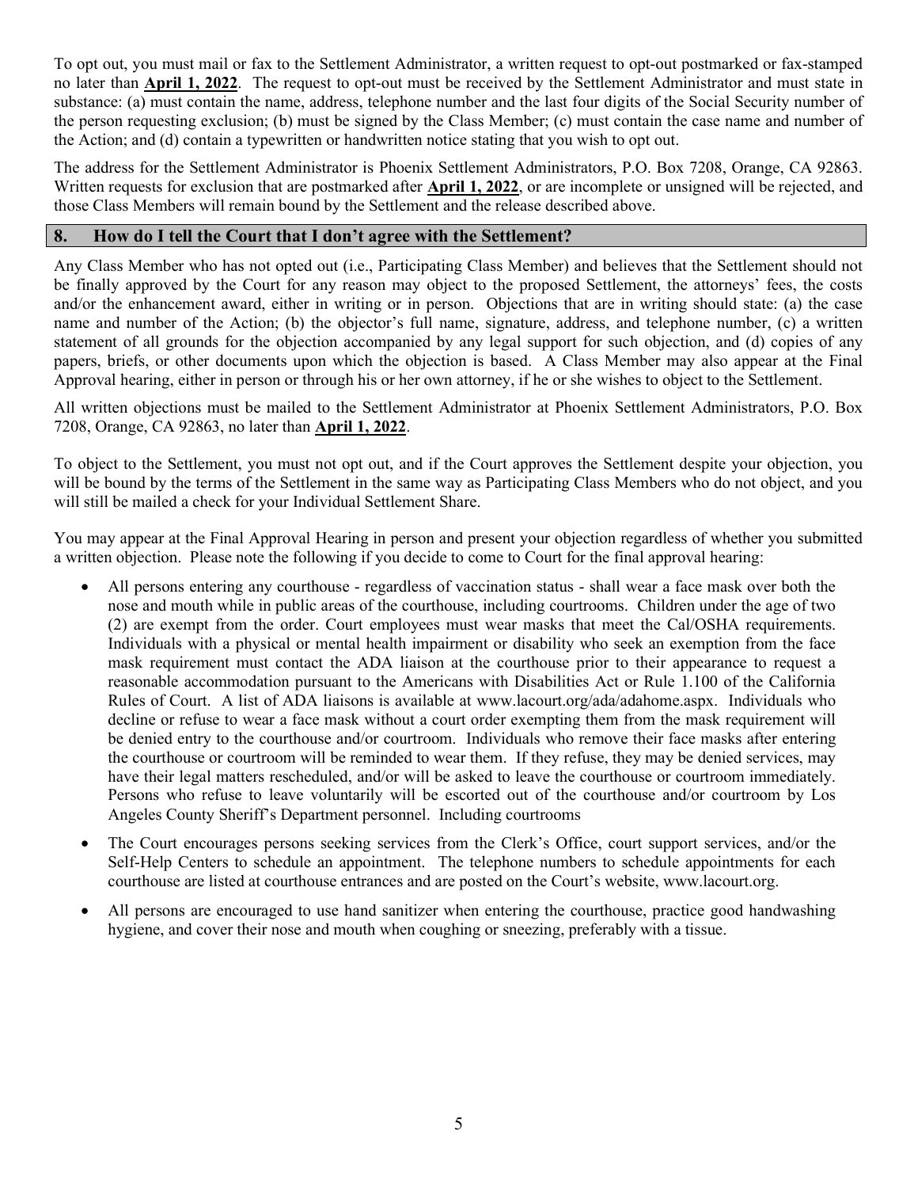To opt out, you must mail or fax to the Settlement Administrator, a written request to opt-out postmarked or fax-stamped no later than **April 1, 2022**. The request to opt-out must be received by the Settlement Administrator and must state in substance: (a) must contain the name, address, telephone number and the last four digits of the Social Security number of the person requesting exclusion; (b) must be signed by the Class Member; (c) must contain the case name and number of the Action; and (d) contain a typewritten or handwritten notice stating that you wish to opt out.

The address for the Settlement Administrator is Phoenix Settlement Administrators, P.O. Box 7208, Orange, CA 92863. Written requests for exclusion that are postmarked after **April 1, 2022**, or are incomplete or unsigned will be rejected, and those Class Members will remain bound by the Settlement and the release described above.

## 8. How do I tell the Court that I don't agree with the Settlement?

Any Class Member who has not opted out (i.e., Participating Class Member) and believes that the Settlement should not be finally approved by the Court for any reason may object to the proposed Settlement, the attorneys' fees, the costs and/or the enhancement award, either in writing or in person. Objections that are in writing should state: (a) the case name and number of the Action; (b) the objector's full name, signature, address, and telephone number, (c) a written statement of all grounds for the objection accompanied by any legal support for such objection, and (d) copies of any papers, briefs, or other documents upon which the objection is based. A Class Member may also appear at the Final Approval hearing, either in person or through his or her own attorney, if he or she wishes to object to the Settlement.

All written objections must be mailed to the Settlement Administrator at Phoenix Settlement Administrators, P.O. Box 7208, Orange, CA 92863, no later than **April 1, 2022**.

To object to the Settlement, you must not opt out, and if the Court approves the Settlement despite your objection, you will be bound by the terms of the Settlement in the same way as Participating Class Members who do not object, and you will still be mailed a check for your Individual Settlement Share.

You may appear at the Final Approval Hearing in person and present your objection regardless of whether you submitted a written objection. Please note the following if you decide to come to Court for the final approval hearing:

- All persons entering any courthouse - regardless of vaccination status - shall wear a face mask over both the nose and mouth while in public areas of the courthouse, including courtrooms. Children under the age of two (2) are exempt from the order. Court employees must wear masks that meet the Cal/OSHA requirements. Individuals with a physical or mental health impairment or disability who seek an exemption from the face mask requirement must contact the ADA liaison at the courthouse prior to their appearance to request a reasonable accommodation pursuant to the Americans with Disabilities Act or Rule 1.100 of the California Rules of Court. A list of ADA liaisons is available at www.lacourt.org/ada/adahome.aspx. Individuals who decline or refuse to wear a face mask without a court order exempting them from the mask requirement will be denied entry to the courthouse and/or courtroom. Individuals who remove their face masks after entering the courthouse or courtroom will be reminded to wear them. If they refuse, they may be denied services, may have their legal matters rescheduled, and/or will be asked to leave the courthouse or courtroom immediately. Persons who refuse to leave voluntarily will be escorted out of the courthouse and/or courtroom by Los Angeles County Sheriff's Department personnel. Including courtrooms
- The Court encourages persons seeking services from the Clerk's Office, court support services, and/or the Self-Help Centers to schedule an appointment. The telephone numbers to schedule appointments for each courthouse are listed at courthouse entrances and are posted on the Court's website, www.lacourt.org.
- All persons are encouraged to use hand sanitizer when entering the courthouse, practice good handwashing hygiene, and cover their nose and mouth when coughing or sneezing, preferably with a tissue.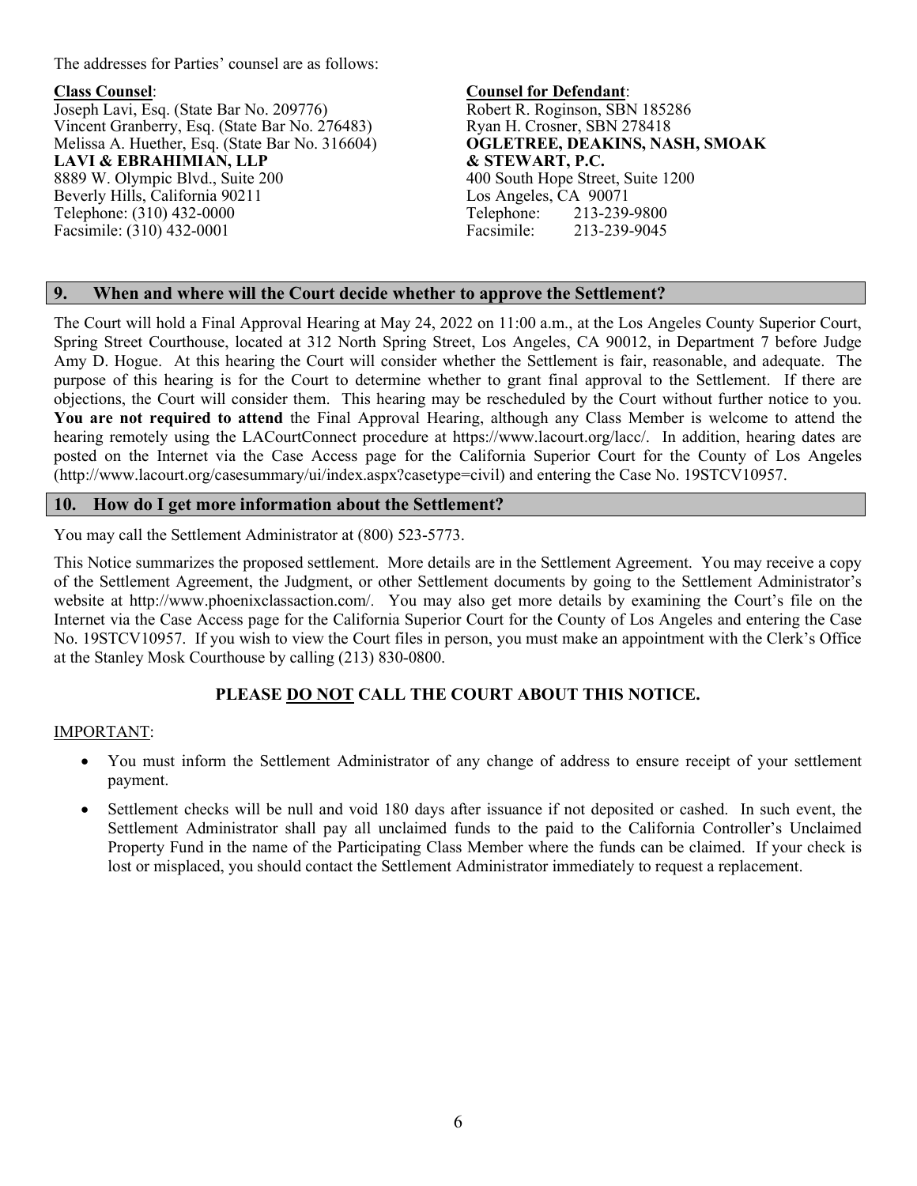The addresses for Parties' counsel are as follows:

**Class Counsel**:
Joseph Lavi, Esq. (State Bar No. 209776)
Vincent Granberry, Esq. (State Bar No. 276483)
Melissa A. Huether, Esq. (State Bar No. 316604)
**LAVI & EBRAHIMIAN, LLP**
8889 W. Olympic Blvd., Suite 200
Beverly Hills, California 90211
Telephone: (310) 432-0000
Facsimile: (310) 432-0001

**Counsel for Defendant**:
Robert R. Roginson, SBN 185286
Ryan H. Crosner, SBN 278418
**OGLETREE, DEAKINS, NASH, SMOAK & STEWART, P.C.**
400 South Hope Street, Suite 1200
Los Angeles, CA 90071
Telephone: 213-239-9800
Facsimile: 213-239-9045

## 9. When and where will the Court decide whether to approve the Settlement?

The Court will hold a Final Approval Hearing at May 24, 2022 on 11:00 a.m., at the Los Angeles County Superior Court, Spring Street Courthouse, located at 312 North Spring Street, Los Angeles, CA 90012, in Department 7 before Judge Amy D. Hogue. At this hearing the Court will consider whether the Settlement is fair, reasonable, and adequate. The purpose of this hearing is for the Court to determine whether to grant final approval to the Settlement. If there are objections, the Court will consider them. This hearing may be rescheduled by the Court without further notice to you. **You are not required to attend** the Final Approval Hearing, although any Class Member is welcome to attend the hearing remotely using the LACourtConnect procedure at https://www.lacourt.org/lacc/. In addition, hearing dates are posted on the Internet via the Case Access page for the California Superior Court for the County of Los Angeles (http://www.lacourt.org/casesummary/ui/index.aspx?casetype=civil) and entering the Case No. 19STCV10957.

## 10. How do I get more information about the Settlement?

You may call the Settlement Administrator at (800) 523-5773.

This Notice summarizes the proposed settlement. More details are in the Settlement Agreement. You may receive a copy of the Settlement Agreement, the Judgment, or other Settlement documents by going to the Settlement Administrator's website at http://www.phoenixclassaction.com/. You may also get more details by examining the Court's file on the Internet via the Case Access page for the California Superior Court for the County of Los Angeles and entering the Case No. 19STCV10957. If you wish to view the Court files in person, you must make an appointment with the Clerk's Office at the Stanley Mosk Courthouse by calling (213) 830-0800.

**PLEASE DO NOT CALL THE COURT ABOUT THIS NOTICE.**

IMPORTANT:

- You must inform the Settlement Administrator of any change of address to ensure receipt of your settlement payment.
- Settlement checks will be null and void 180 days after issuance if not deposited or cashed. In such event, the Settlement Administrator shall pay all unclaimed funds to the paid to the California Controller's Unclaimed Property Fund in the name of the Participating Class Member where the funds can be claimed. If your check is lost or misplaced, you should contact the Settlement Administrator immediately to request a replacement.